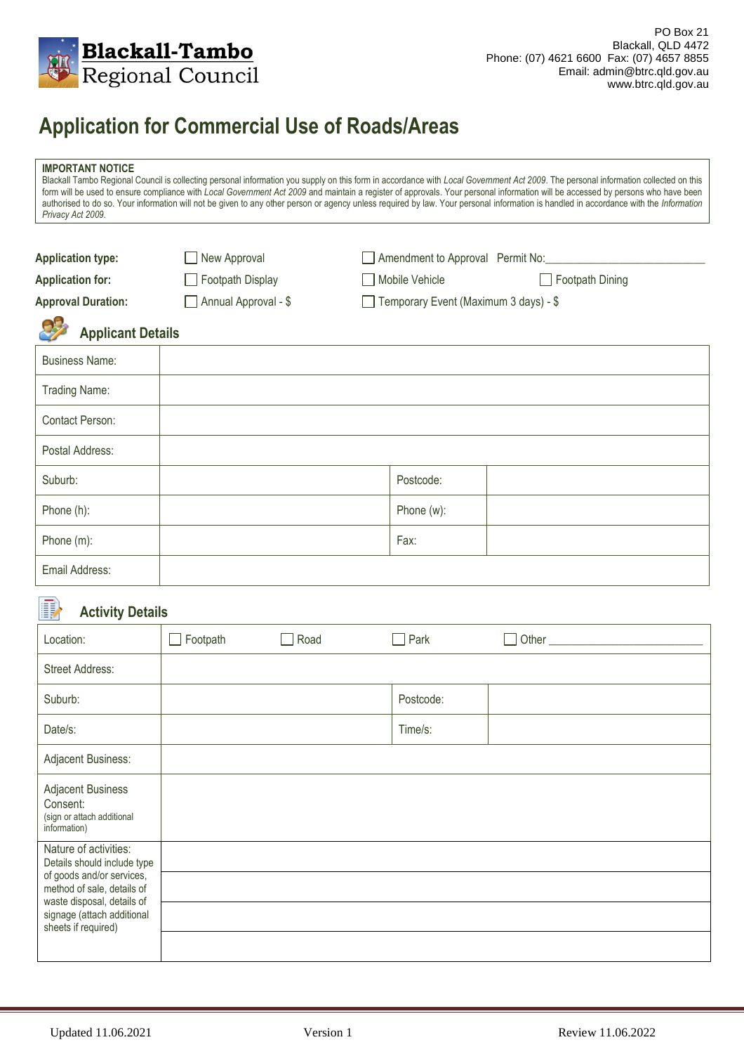**Blackall-Tambo**
Regional Council

PO Box 21
Blackall, QLD 4472
Phone: (07) 4621 6600 Fax: (07) 4657 8855
Email: admin@btrc.qld.gov.au
www.btrc.qld.gov.au

# Application for Commercial Use of Roads/Areas

**IMPORTANT NOTICE**
Blackall Tambo Regional Council is collecting personal information you supply on this form in accordance with *Local Government Act 2009*. The personal information collected on this form will be used to ensure compliance with *Local Government Act 2009* and maintain a register of approvals. Your personal information will be accessed by persons who have been authorised to do so. Your information will not be given to any other person or agency unless required by law. Your personal information is handled in accordance with the *Information Privacy Act 2009*.

**Application type:** ☐ New Approval ☐ Amendment to Approval Permit No:___________________________

**Application for:** ☐ Footpath Display ☐ Mobile Vehicle ☐ Footpath Dining

**Approval Duration:** ☐ Annual Approval - $ ☐ Temporary Event (Maximum 3 days) - $

## Applicant Details

| | | | |
|---|---|---|---|
| Business Name: | | | |
| Trading Name: | | | |
| Contact Person: | | | |
| Postal Address: | | | |
| Suburb: | | Postcode: | |
| Phone (h): | | Phone (w): | |
| Phone (m): | | Fax: | |
| Email Address: | | | |

## Activity Details

| | | | |
|---|---|---|---|
| Location: | ☐ Footpath ☐ Road ☐ Park ☐ Other ___________________________ | | |
| Street Address: | | | |
| Suburb: | | Postcode: | |
| Date/s: | | Time/s: | |
| Adjacent Business: | | | |
| Adjacent Business Consent: (sign or attach additional information) | | | |
| Nature of activities: Details should include type of goods and/or services, method of sale, details of waste disposal, details of signage (attach additional sheets if required) | | | |

Updated 11.06.2021 Version 1 Review 11.06.2022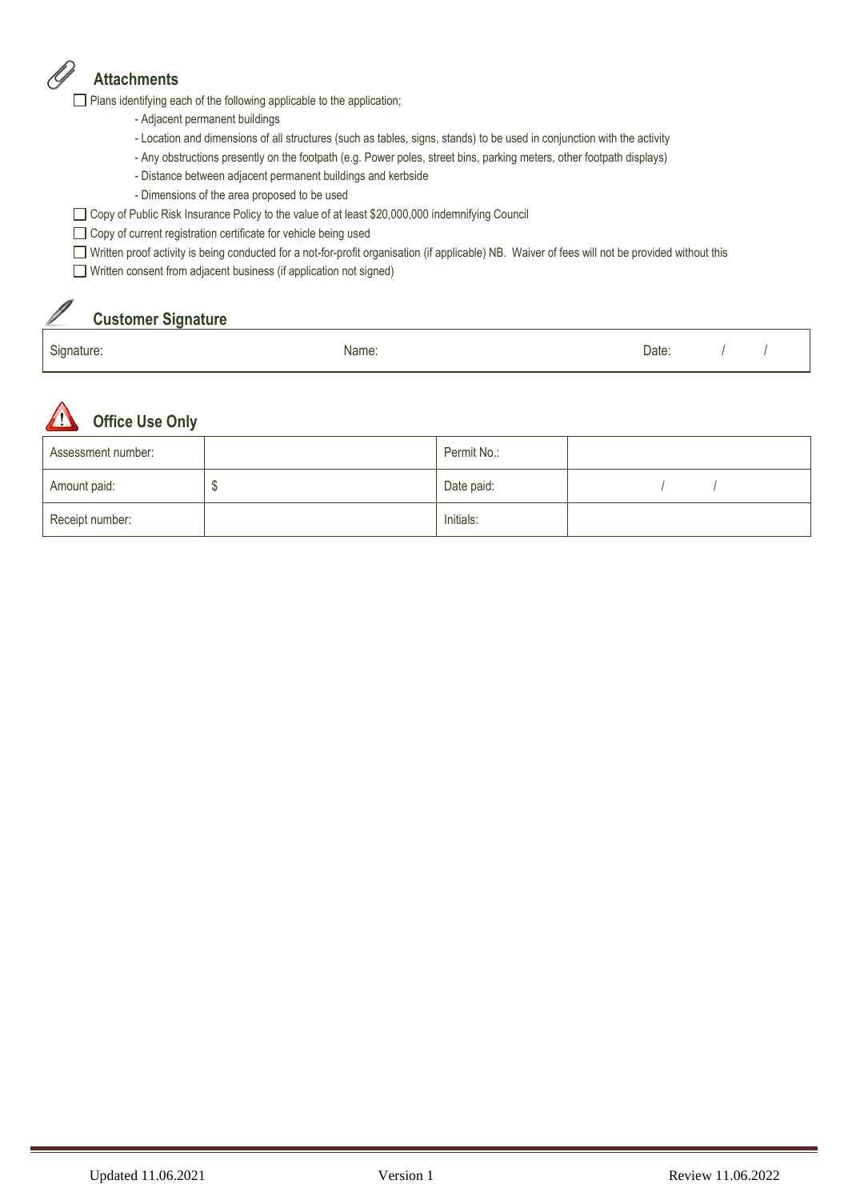## Attachments

☐ Plans identifying each of the following applicable to the application;

- Adjacent permanent buildings
- Location and dimensions of all structures (such as tables, signs, stands) to be used in conjunction with the activity
- Any obstructions presently on the footpath (e.g. Power poles, street bins, parking meters, other footpath displays)
- Distance between adjacent permanent buildings and kerbside
- Dimensions of the area proposed to be used

☐ Copy of Public Risk Insurance Policy to the value of at least $20,000,000 indemnifying Council

☐ Copy of current registration certificate for vehicle being used

☐ Written proof activity is being conducted for a not-for-profit organisation (if applicable) NB. Waiver of fees will not be provided without this

☐ Written consent from adjacent business (if application not signed)

## Customer Signature

| | | |
|---|---|---|
| Signature: | Name: | Date: / / |

## Office Use Only

| | | | |
|---|---|---|---|
| Assessment number: | | Permit No.: | |
| Amount paid: | $ | Date paid: | / / |
| Receipt number: | | Initials: | |

Updated 11.06.2021 Version 1 Review 11.06.2022